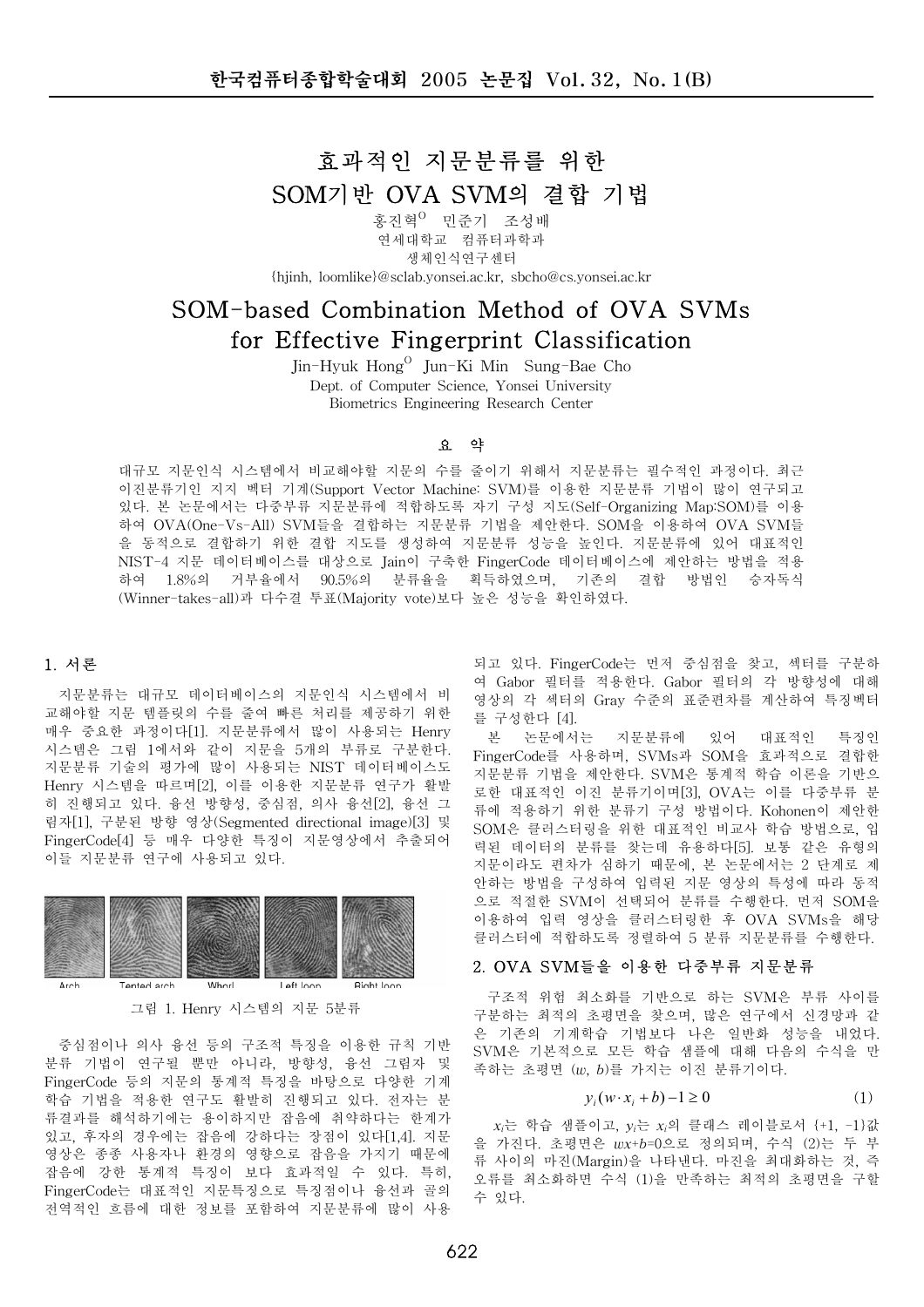# 효과적인 지문분류를 위한 SOM기반 OVA SVM의 결합 기법

홍진혁O 민준기 조성배

연세대학교 컴퓨터과학과

생체인식연구센터

{hjinh, loomlike}@sclab.yonsei.ac.kr, sbcho@cs.yonsei.ac.kr

# SOM-based Combination Method of OVA SVMs for Effective Fingerprint Classification

Jin-Hyuk HongO Jun-Ki Min Sung-Bae Cho

Dept. of Computer Science, Yonsei University

Biometrics Engineering Research Center

## 요 약

대규모 지문인식 시스템에서 비교해야할 지문의 수를 줄이기 위해서 지문분류는 필수적인 과정이다. 최근 이진분류기인 지지 벡터 기계(Support Vector Machine: SVM)를 이용한 지문분류 기법이 많이 연구되고 있다. 본 논문에서는 다중부류 지문분류에 적합하도록 자기 구성 지도(Self-Organizing Map:SOM)를 이용하여 OVA(One-Vs-All) SVM들을 결합하는 지문분류 기법을 제안한다. SOM을 이용하여 OVA SVM들을 동적으로 결합하기 위한 결합 지도를 생성하여 지문분류 성능을 높인다. 지문분류에 있어 대표적인 NIST-4 지문 데이터베이스를 대상으로 Jain이 구축한 FingerCode 데이터베이스에 제안하는 방법을 적용하여 1.8%의 거부율에서 90.5%의 분류율을 획득하였으며, 기존의 결합 방법인 승자독식(Winner-takes-all)과 다수결 투표(Majority vote)보다 높은 성능을 확인하였다.

## 1. 서론

지문분류는 대규모 데이터베이스의 지문인식 시스템에서 비교해야할 지문 템플릿의 수를 줄여 빠른 처리를 제공하기 위한 매우 중요한 과정이다[1]. 지문분류에서 많이 사용되는 Henry 시스템은 그림 1에서와 같이 지문을 5개의 부류로 구분한다. 지문분류 기술의 평가에 많이 사용되는 NIST 데이터베이스도 Henry 시스템을 따르며[2], 이를 이용한 지문분류 연구가 활발히 진행되고 있다. 융선 방향성, 중심점, 의사 융선[2], 융선 그림자[1], 구분된 방향 영상(Segmented directional image)[3] 및 FingerCode[4] 등 매우 다양한 특징이 지문영상에서 추출되어 이들 지문분류 연구에 사용되고 있다.

Arch Tented arch Whorl Left loop Right loop

그림 1. Henry 시스템의 지문 5분류

중심점이나 의사 융선 등의 구조적 특징을 이용한 규칙 기반 분류 기법이 연구될 뿐만 아니라, 방향성, 융선 그림자 및 FingerCode 등의 지문의 통계적 특징을 바탕으로 다양한 기계 학습 기법을 적용한 연구도 활발히 진행되고 있다. 전자는 분류결과를 해석하기에는 용이하지만 잡음에 취약하다는 한계가 있고, 후자의 경우에는 잡음에 강하다는 장점이 있다[1,4]. 지문 영상은 종종 사용자나 환경의 영향으로 잡음을 가지기 때문에 잡음에 강한 통계적 특징이 보다 효과적일 수 있다. 특히, FingerCode는 대표적인 지문특징으로 특징점이나 융선과 골의 전역적인 흐름에 대한 정보를 포함하여 지문분류에 많이 사용되고 있다. FingerCode는 먼저 중심점을 찾고, 섹터를 구분하여 Gabor 필터를 적용한다. Gabor 필터의 각 방향성에 대해 영상의 각 섹터의 Gray 수준의 표준편차를 계산하여 특징벡터를 구성한다 [4].

본 논문에서는 지문분류에 있어 대표적인 특징인 FingerCode를 사용하며, SVMs과 SOM을 효과적으로 결합한 지문분류 기법을 제안한다. SVM은 통계적 학습 이론을 기반으로한 대표적인 이진 분류기이며[3], OVA는 이를 다중부류 분류에 적용하기 위한 분류기 구성 방법이다. Kohonen이 제안한 SOM은 클러스터링을 위한 대표적인 비교사 학습 방법으로, 입력된 데이터의 분류를 찾는데 유용하다[5]. 보통 같은 유형의 지문이라도 편차가 심하기 때문에, 본 논문에서는 2 단계로 제안하는 방법을 구성하여 입력된 지문 영상의 특성에 따라 동적으로 적절한 SVM이 선택되어 분류를 수행한다. 먼저 SOM을 이용하여 입력 영상을 클러스터링한 후 OVA SVMs을 해당 클러스터에 적합하도록 정렬하여 5 분류 지문분류를 수행한다.

## 2. OVA SVM들을 이용한 다중부류 지문분류

구조적 위험 최소화를 기반으로 하는 SVM은 부류 사이를 구분하는 최적의 초평면을 찾으며, 많은 연구에서 신경망과 같은 기존의 기계학습 기법보다 나은 일반화 성능을 내었다. SVM은 기본적으로 모든 학습 샘플에 대해 다음의 수식을 만족하는 초평면 $(w, b)$를 가지는 이진 분류기이다.

$$y_i(w \cdot x_i + b) - 1 \geq 0 \qquad (1)$$

$x_i$는 학습 샘플이고, $y_i$는 $x_i$의 클래스 레이블로서 {+1, -1}값을 가진다. 초평면은 $wx+b=0$으로 정의되며, 수식 (2)는 두 부류 사이의 마진(Margin)을 나타낸다. 마진을 최대화하는 것, 즉 오류를 최소화하면 수식 (1)을 만족하는 최적의 초평면을 구할 수 있다.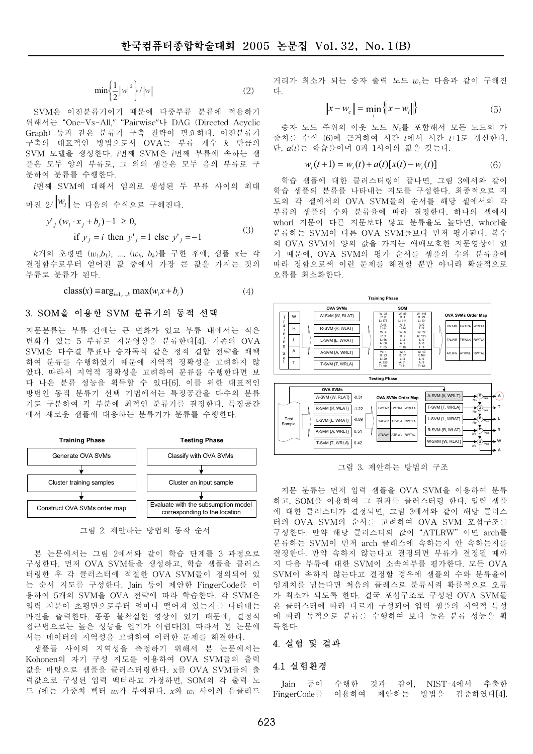$$\min\left\{\frac{1}{2}\|w\|^2\right\}/\|w\| \tag{2}$$

SVM은 이진분류기이기 때문에 다중부류 분류에 적용하기 위해서는 "One-Vs-All," "Pairwise"나 DAG (Directed Acyclic Graph) 등과 같은 분류기 구축 전략이 필요하다. 이진분류기 구축의 대표적인 방법으로서 OVA는 부류 개수 $k$ 만큼의 SVM 모델을 생성한다. $i$번째 SVM은 $i$번째 부류에 속하는 샘플은 모두 양의 부류로, 그 외의 샘플은 모두 음의 부류로 구분하여 분류를 수행한다.

$i$번째 SVM에 대해서 임의로 생성된 두 부류 사이의 최대 마진 $2/\|w_i\|$는 다음의 수식으로 구해진다.

$$y'_j(w_i \cdot x_j + b_i) - 1 \geq 0, \quad \text{if } y_j = i \text{ then } y'_j = 1 \text{ else } y'_j = -1 \tag{3}$$

$k$개의 초평면 $(w_1,b_1)$, ..., $(w_k, b_k)$를 구한 후에, 샘플 x는 각 결정함수로부터 얻어진 값 중에서 가장 큰 값을 가지는 것의 부류로 분류가 된다.

$$\text{class}(x) \equiv \arg_{i=1,\ldots,k} \max(w_i x + b_i) \tag{4}$$

## 3. SOM을 이용한 SVM 분류기의 동적 선택

지문분류는 부류 간에는 큰 변화가 있고 부류 내에서는 적은 변화가 있는 5 부류로 지문영상을 분류한다[4]. 기존의 OVA SVM은 다수결 투표나 승자독식 같은 정적 결합 전략을 채택하여 분류를 수행하였기 때문에 지역적 정확성을 고려하지 않았다. 따라서 지역적 정확성을 고려하여 분류를 수행한다면 보다 나은 분류 성능을 획득할 수 있다[6]. 이를 위한 대표적인 방법인 동적 분류기 선택 기법에서는 특징공간을 다수의 분류기로 구분하여 각 부분에 최적인 분류기를 결정한다. 특징공간에서 새로운 샘플에 대응하는 분류기가 분류를 수행한다.

| Training Phase | Testing Phase |
| --- | --- |
| Generate OVA SVMs | Classify with OVA SVMs |
| Cluster training samples | Cluster an input sample |
| Construct OVA SVMs order map | Evaluate with the subsumption model corresponding to the location |

그림 2. 제안하는 방법의 동작 순서

본 논문에서는 그림 2에서와 같이 학습 단계를 3 과정으로 구성한다. 먼저 OVA SVM들을 생성하고, 학습 샘플을 클러스터링한 후 각 클러스터에 적절한 OVA SVM들이 정의되어 있는 순서 지도를 구성한다. Jain 등이 제안한 FingerCode를 이용하여 5개의 SVM을 OVA 전략에 따라 학습한다. 각 SVM은 입력 지문이 초평면으로부터 얼마나 떨어져 있는지를 나타내는 마진을 출력한다. 종종 불확실한 영상이 있기 때문에, 결정적 접근법으로는 높은 성능을 얻기가 어렵다[3]. 따라서 본 논문에서는 데이터의 지역성을 고려하여 이러한 문제를 해결한다.

샘플들 사이의 지역성을 측정하기 위해서 본 논문에서는 Kohonen의 자기 구성 지도를 이용하여 OVA SVM들의 출력값을 바탕으로 샘플을 클러스터링한다. x를 OVA SVM들의 출력값으로 구성된 입력 벡터라고 가정하면, SOM의 각 출력 노드 $i$에는 가중치 벡터 $w_i$가 부여된다. $x$와 $w_i$ 사이의 유클리드 거리가 최소가 되는 승자 출력 노드 $w_c$는 다음과 같이 구해진다.

$$\|x - w_c\| = \min_i \{\|x - w_i\|\} \tag{5}$$

승자 노드 주위의 이웃 노드 $N_c$를 포함해서 모든 노드의 가중치를 수식 (6)에 근거하여 시간 $t$에서 시간 $t$+1로 갱신한다. 단, $\alpha(t)$는 학습율이며 0과 1사이의 값을 갖는다.

$$w_i(t+1) = w_i(t) + \alpha(t)[x(t) - w_i(t)] \tag{6}$$

학습 샘플에 대한 클러스터링이 끝나면, 그림 3에서와 같이 학습 샘플의 분류를 나타내는 지도를 구성한다. 최종적으로 지도의 각 셀에서의 OVA SVM들의 순서를 해당 셀에서의 각 부류의 샘플의 수와 분류율에 따라 결정한다. 하나의 셀에서 whorl 지문이 다른 지문보다 많고 분류율도 높다면, whorl을 분류하는 SVM이 다른 OVA SVM들보다 먼저 평가된다. 복수의 OVA SVM이 양의 값을 가지는 애매모호한 지문영상이 있기 때문에, OVA SVM의 평가 순서를 샘플의 수와 분류율에 따라 정함으로써 이런 문제를 해결할 뿐만 아니라 확률적으로 오류를 최소화한다.

**Training Phase**

Training Set: W, R, L, A, T → OVA SVMs: W-SVM {W, RLAT}, R-SVM {R, WLAT}, L-SVM {L, WRAT}, A-SVM {A, WRLT}, T-SVM {T, WRLA} → SOM → OVA SVMs Order Map

SOM:

| W: 33 R: 0 L: 175 A: 9 T: 27 | W: 85 R: 4 L: 114 A: 1 T: 22 | W: 145 R: 29 L: 10 A: 0 T: 9 |
| --- | --- | --- |
| W: 4 R: 3 L: 56 A: 68 T: 85 | W: 6 R: 9 L: 3 A: 2 T: 16 | W: 77 R: 123 L: 0 A: 0 T: 9 |
| W: 1 R: 23 L: 29 A: 258 T: 164 | W: 4 R: 37 L: 4 A: 51 T: 51 | W: 40 R: 186 L: 0 A: 9 T: 12 |

OVA SVMs Order Map:

| LWTAR | LWTRA | WRLTA |
| --- | --- | --- |
| TALWR | TRWLA | RWTLA |
| ATLRW | ATRWL | RWTAL |

**Testing Phase**

Test Sample → OVA SVMs: W-SVM {W, RLAT} -0.31, R-SVM {R, WLAT} -1.22, L-SVM {L, WRAT} -0.89, A-SVM {A, WRLT} 0.51, T-SVM {T, WRLA} 0.42 → OVA SVMs Order Map → A-SVM {A, WRLT} → T-SVM {T, WRLA} → L-SVM {L, WRAT} → R-SVM {R, WLAT} → W-SVM {W, RLAT} (S: Yes → A / T / L / R / W; No → next; last No → A)

그림 3. 제안하는 방법의 구조

지문 분류는 먼저 입력 샘플을 OVA SVM을 이용하여 분류하고, SOM을 이용하여 그 결과를 클러스터링 한다. 입력 샘플에 대한 클러스터가 결정되면, 그림 3에서와 같이 해당 클러스터의 OVA SVM의 순서를 고려하여 OVA SVM 포섭구조를 구성한다. 만약 해당 클러스터의 값이 "ATLRW"이면 arch를 분류하는 SVM이 먼저 arch 클래스에 속하는지 안 속하는지를 결정한다. 만약 속하지 않는다고 결정되면 부류가 결정될 때까지 다음 부류에 대한 SVM이 소속여부를 평가한다. 모든 OVA SVM이 속하지 않는다고 결정할 경우에 샘플의 수와 분류율이 임계치를 넘는다면 처음의 클래스로 분류시켜 확률적으로 오류가 최소가 되도록 한다. 결국 포섭구조로 구성된 OVA SVM들은 클러스터에 따라 다르게 구성되어 입력 샘플의 지역적 특성에 따라 동적으로 분류를 수행하여 보다 높은 분류 성능을 획득한다.

## 4. 실험 및 결과

### 4.1 실험환경

Jain 등이 수행한 것과 같이, NIST-4에서 추출한 FingerCode를 이용하여 제안하는 방법을 검증하였다[4].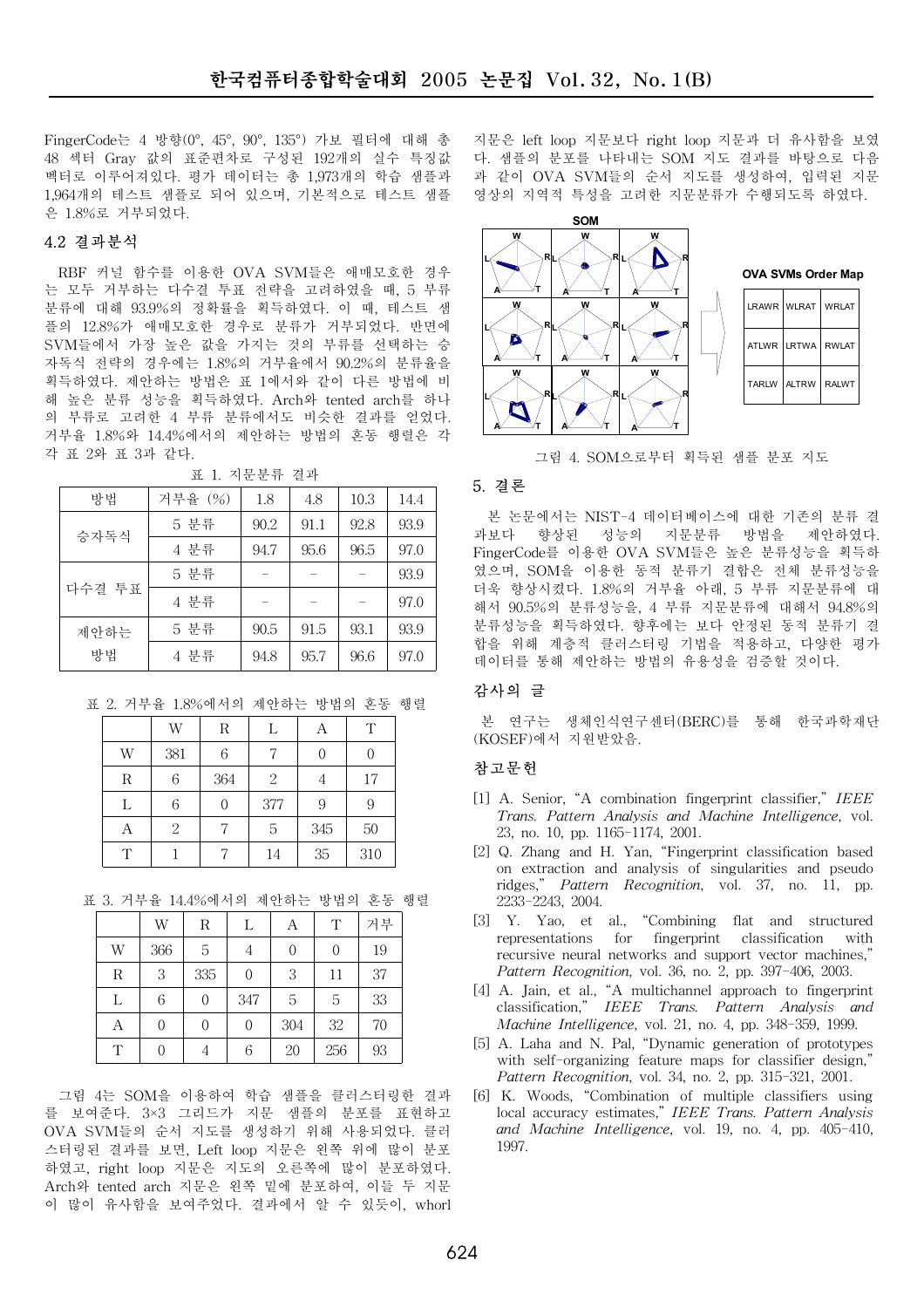FingerCode는 4 방향(0°, 45°, 90°, 135°) 가보 필터에 대해 총 48 섹터 Gray 값의 표준편차로 구성된 192개의 실수 특징값 벡터로 이루어져있다. 평가 데이터는 총 1,973개의 학습 샘플과 1,964개의 테스트 샘플로 되어 있으며, 기본적으로 테스트 샘플은 1.8%로 거부되었다.

### 4.2 결과분석

RBF 커널 함수를 이용한 OVA SVM들은 애매모호한 경우는 모두 거부하는 다수결 투표 전략을 고려하였을 때, 5 부류 분류에 대해 93.9%의 정확률을 획득하였다. 이 때, 테스트 샘플의 12.8%가 애매모호한 경우로 분류가 거부되었다. 반면에 SVM들에서 가장 높은 값을 가지는 것의 부류를 선택하는 승자독식 전략의 경우에는 1.8%의 거부율에서 90.2%의 분류율을 획득하였다. 제안하는 방법은 표 1에서와 같이 다른 방법에 비해 높은 분류 성능을 획득하였다. Arch와 tented arch를 하나의 부류로 고려한 4 부류 분류에서도 비슷한 결과를 얻었다. 거부율 1.8%와 14.4%에서의 제안하는 방법의 혼동 행렬은 각각 표 2와 표 3과 같다.

표 1. 지문분류 결과

| 방법 | 거부율 (%) | 1.8 | 4.8 | 10.3 | 14.4 |
|---|---|---|---|---|---|
| 승자독식 | 5 분류 | 90.2 | 91.1 | 92.8 | 93.9 |
| | 4 분류 | 94.7 | 95.6 | 96.5 | 97.0 |
| 다수결 투표 | 5 분류 | - | - | - | 93.9 |
| | 4 분류 | - | - | - | 97.0 |
| 제안하는 방법 | 5 분류 | 90.5 | 91.5 | 93.1 | 93.9 |
| | 4 분류 | 94.8 | 95.7 | 96.6 | 97.0 |

표 2. 거부율 1.8%에서의 제안하는 방법의 혼동 행렬

| | W | R | L | A | T |
|---|---|---|---|---|---|
| W | 381 | 6 | 7 | 0 | 0 |
| R | 6 | 364 | 2 | 4 | 17 |
| L | 6 | 0 | 377 | 9 | 9 |
| A | 2 | 7 | 5 | 345 | 50 |
| T | 1 | 7 | 14 | 35 | 310 |

표 3. 거부율 14.4%에서의 제안하는 방법의 혼동 행렬

| | W | R | L | A | T | 거부 |
|---|---|---|---|---|---|---|
| W | 366 | 5 | 4 | 0 | 0 | 19 |
| R | 3 | 335 | 0 | 3 | 11 | 37 |
| L | 6 | 0 | 347 | 5 | 5 | 33 |
| A | 0 | 0 | 0 | 304 | 32 | 70 |
| T | 0 | 4 | 6 | 20 | 256 | 93 |

그림 4는 SOM을 이용하여 학습 샘플을 클러스터링한 결과를 보여준다. 3×3 그리드가 지문 샘플의 분포를 표현하고 OVA SVM들의 순서 지도를 생성하기 위해 사용되었다. 클러스터링 결과를 보면, Left loop 지문은 왼쪽 위에 많이 분포하였고, right loop 지문은 지도의 오른쪽에 많이 분포하였다. Arch와 tented arch 지문은 왼쪽 밑에 분포하여, 이들 두 지문이 많이 유사함을 보여주었다. 결과에서 알 수 있듯이, whorl 지문은 left loop 지문보다 right loop 지문과 더 유사함을 보였다. 샘플의 분포를 나타내는 SOM 지도 결과를 바탕으로 다음과 같이 OVA SVM들의 순서 지도를 생성하여, 입력된 지문 영상의 지역적 특성을 고려한 지문분류가 수행되도록 하였다.

SOM

OVA SVMs Order Map

| | | |
|---|---|---|
| LRAWR | WLRAT | WRLAT |
| ATLWR | LRTWA | RWLAT |
| TARLW | ALTRW | RALWT |

그림 4. SOM으로부터 획득된 샘플 분포 지도

## 5. 결론

본 논문에서는 NIST-4 데이터베이스에 대한 기존의 분류 결과보다 향상된 성능의 지문분류 방법을 제안하였다. FingerCode를 이용한 OVA SVM들은 높은 분류성능을 획득하였으며, SOM을 이용한 동적 분류기 결합은 전체 분류성능을 더욱 향상시켰다. 1.8%의 거부율 아래, 5 부류 지문분류에 대해서 90.5%의 분류성능을, 4 부류 지문분류에 대해서 94.8%의 분류성능을 획득하였다. 향후에는 보다 안정된 동적 분류기 결합을 위해 계층적 클러스터링 기법을 적용하고, 다양한 평가 데이터를 통해 제안하는 방법의 유용성을 검증할 것이다.

## 감사의 글

본 연구는 생체인식연구센터(BERC)를 통해 한국과학재단(KOSEF)에서 지원받았음.

## 참고문헌

[1] A. Senior, "A combination fingerprint classifier," *IEEE Trans. Pattern Analysis and Machine Intelligence*, vol. 23, no. 10, pp. 1165-1174, 2001.

[2] Q. Zhang and H. Yan, "Fingerprint classification based on extraction and analysis of singularities and pseudo ridges," *Pattern Recognition*, vol. 37, no. 11, pp. 2233-2243, 2004.

[3] Y. Yao, et al., "Combining flat and structured representations for fingerprint classification with recursive neural networks and support vector machines," *Pattern Recognition*, vol. 36, no. 2, pp. 397-406, 2003.

[4] A. Jain, et al., "A multichannel approach to fingerprint classification," *IEEE Trans. Pattern Analysis and Machine Intelligence*, vol. 21, no. 4, pp. 348-359, 1999.

[5] A. Laha and N. Pal, "Dynamic generation of prototypes with self-organizing feature maps for classifier design," *Pattern Recognition*, vol. 34, no. 2, pp. 315-321, 2001.

[6] K. Woods, "Combination of multiple classifiers using local accuracy estimates," *IEEE Trans. Pattern Analysis and Machine Intelligence*, vol. 19, no. 4, pp. 405-410, 1997.